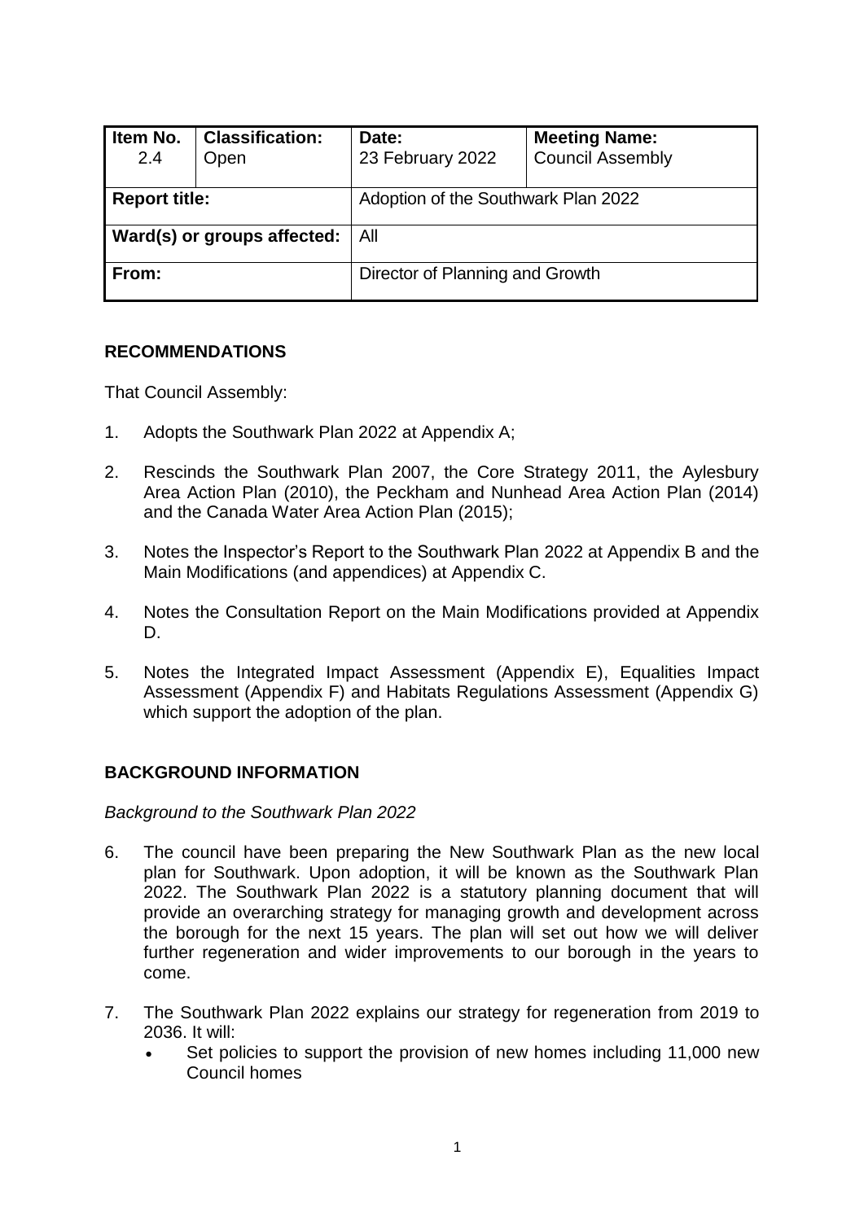| Item No. 2.4 | Classification: Open | Date: 23 February 2022 | Meeting Name: Council Assembly |
|---|---|---|---|
| **Report title:** | | Adoption of the Southwark Plan 2022 | |
| **Ward(s) or groups affected:** | | All | |
| **From:** | | Director of Planning and Growth | |

## RECOMMENDATIONS

That Council Assembly:

1. Adopts the Southwark Plan 2022 at Appendix A;

2. Rescinds the Southwark Plan 2007, the Core Strategy 2011, the Aylesbury Area Action Plan (2010), the Peckham and Nunhead Area Action Plan (2014) and the Canada Water Area Action Plan (2015);

3. Notes the Inspector's Report to the Southwark Plan 2022 at Appendix B and the Main Modifications (and appendices) at Appendix C.

4. Notes the Consultation Report on the Main Modifications provided at Appendix D.

5. Notes the Integrated Impact Assessment (Appendix E), Equalities Impact Assessment (Appendix F) and Habitats Regulations Assessment (Appendix G) which support the adoption of the plan.

## BACKGROUND INFORMATION

*Background to the Southwark Plan 2022*

6. The council have been preparing the New Southwark Plan as the new local plan for Southwark. Upon adoption, it will be known as the Southwark Plan 2022. The Southwark Plan 2022 is a statutory planning document that will provide an overarching strategy for managing growth and development across the borough for the next 15 years. The plan will set out how we will deliver further regeneration and wider improvements to our borough in the years to come.

7. The Southwark Plan 2022 explains our strategy for regeneration from 2019 to 2036. It will:
   - Set policies to support the provision of new homes including 11,000 new Council homes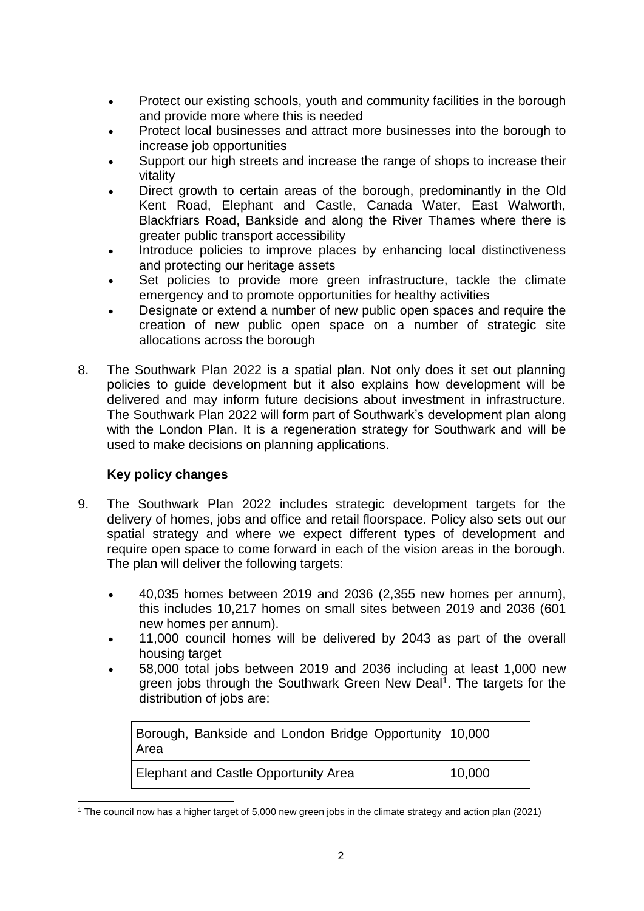- Protect our existing schools, youth and community facilities in the borough and provide more where this is needed
- Protect local businesses and attract more businesses into the borough to increase job opportunities
- Support our high streets and increase the range of shops to increase their vitality
- Direct growth to certain areas of the borough, predominantly in the Old Kent Road, Elephant and Castle, Canada Water, East Walworth, Blackfriars Road, Bankside and along the River Thames where there is greater public transport accessibility
- Introduce policies to improve places by enhancing local distinctiveness and protecting our heritage assets
- Set policies to provide more green infrastructure, tackle the climate emergency and to promote opportunities for healthy activities
- Designate or extend a number of new public open spaces and require the creation of new public open space on a number of strategic site allocations across the borough

8. The Southwark Plan 2022 is a spatial plan. Not only does it set out planning policies to guide development but it also explains how development will be delivered and may inform future decisions about investment in infrastructure. The Southwark Plan 2022 will form part of Southwark's development plan along with the London Plan. It is a regeneration strategy for Southwark and will be used to make decisions on planning applications.

**Key policy changes**

9. The Southwark Plan 2022 includes strategic development targets for the delivery of homes, jobs and office and retail floorspace. Policy also sets out our spatial strategy and where we expect different types of development and require open space to come forward in each of the vision areas in the borough. The plan will deliver the following targets:

   - 40,035 homes between 2019 and 2036 (2,355 new homes per annum), this includes 10,217 homes on small sites between 2019 and 2036 (601 new homes per annum).
   - 11,000 council homes will be delivered by 2043 as part of the overall housing target
   - 58,000 total jobs between 2019 and 2036 including at least 1,000 new green jobs through the Southwark Green New Deal[1]. The targets for the distribution of jobs are:

| Borough, Bankside and London Bridge Opportunity Area | 10,000 |
|---|---|
| Elephant and Castle Opportunity Area | 10,000 |

[1] The council now has a higher target of 5,000 new green jobs in the climate strategy and action plan (2021)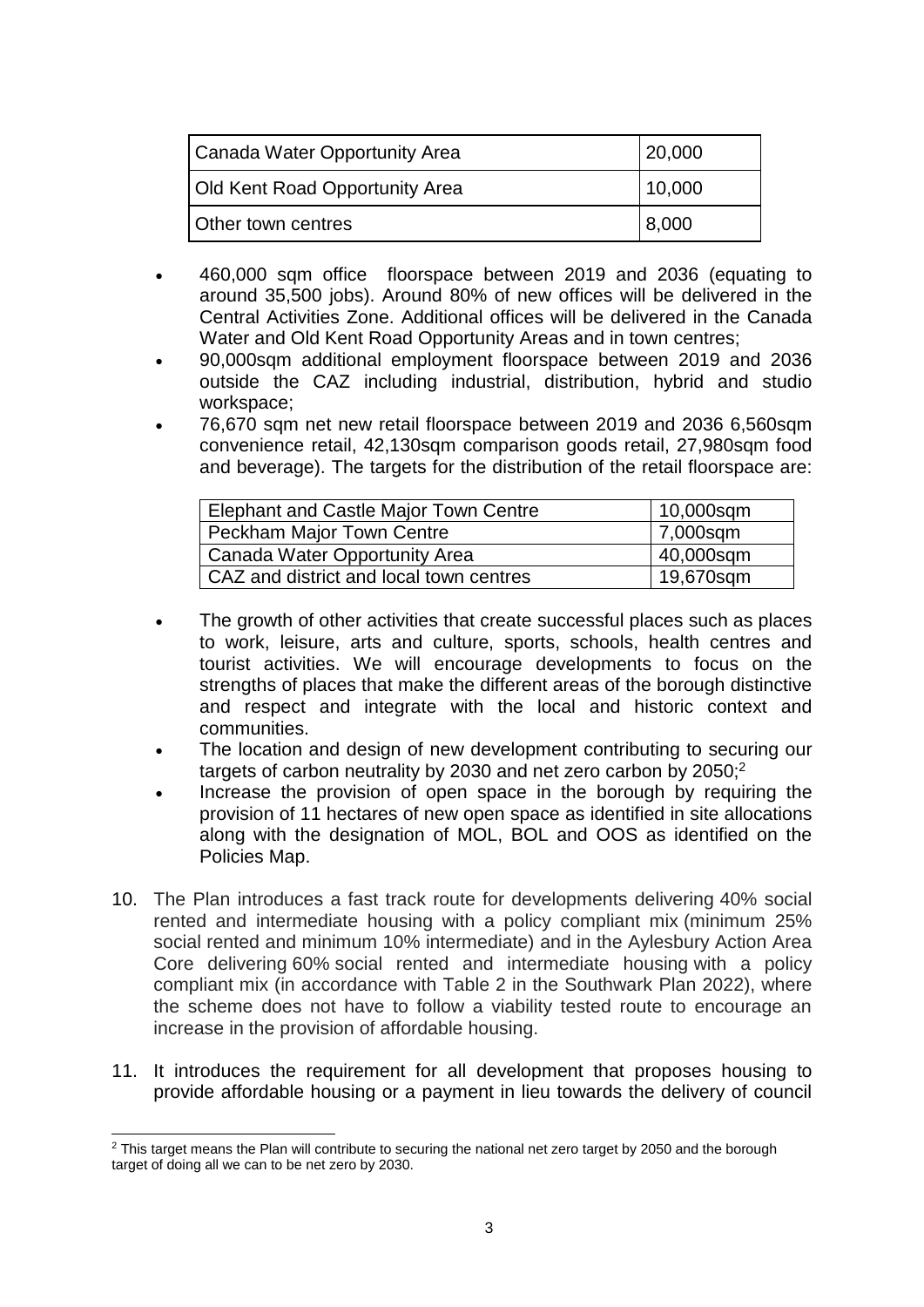| Canada Water Opportunity Area | 20,000 |
|---|---|
| Old Kent Road Opportunity Area | 10,000 |
| Other town centres | 8,000 |

- 460,000 sqm office floorspace between 2019 and 2036 (equating to around 35,500 jobs). Around 80% of new offices will be delivered in the Central Activities Zone. Additional offices will be delivered in the Canada Water and Old Kent Road Opportunity Areas and in town centres;
- 90,000sqm additional employment floorspace between 2019 and 2036 outside the CAZ including industrial, distribution, hybrid and studio workspace;
- 76,670 sqm net new retail floorspace between 2019 and 2036 6,560sqm convenience retail, 42,130sqm comparison goods retail, 27,980sqm food and beverage). The targets for the distribution of the retail floorspace are:

| Elephant and Castle Major Town Centre | 10,000sqm |
|---|---|
| Peckham Major Town Centre | 7,000sqm |
| Canada Water Opportunity Area | 40,000sqm |
| CAZ and district and local town centres | 19,670sqm |

- The growth of other activities that create successful places such as places to work, leisure, arts and culture, sports, schools, health centres and tourist activities. We will encourage developments to focus on the strengths of places that make the different areas of the borough distinctive and respect and integrate with the local and historic context and communities.
- The location and design of new development contributing to securing our targets of carbon neutrality by 2030 and net zero carbon by 2050;[2]
- Increase the provision of open space in the borough by requiring the provision of 11 hectares of new open space as identified in site allocations along with the designation of MOL, BOL and OOS as identified on the Policies Map.

10. The Plan introduces a fast track route for developments delivering 40% social rented and intermediate housing with a policy compliant mix (minimum 25% social rented and minimum 10% intermediate) and in the Aylesbury Action Area Core delivering 60% social rented and intermediate housing with a policy compliant mix (in accordance with Table 2 in the Southwark Plan 2022), where the scheme does not have to follow a viability tested route to encourage an increase in the provision of affordable housing.

11. It introduces the requirement for all development that proposes housing to provide affordable housing or a payment in lieu towards the delivery of council

[2] This target means the Plan will contribute to securing the national net zero target by 2050 and the borough target of doing all we can to be net zero by 2030.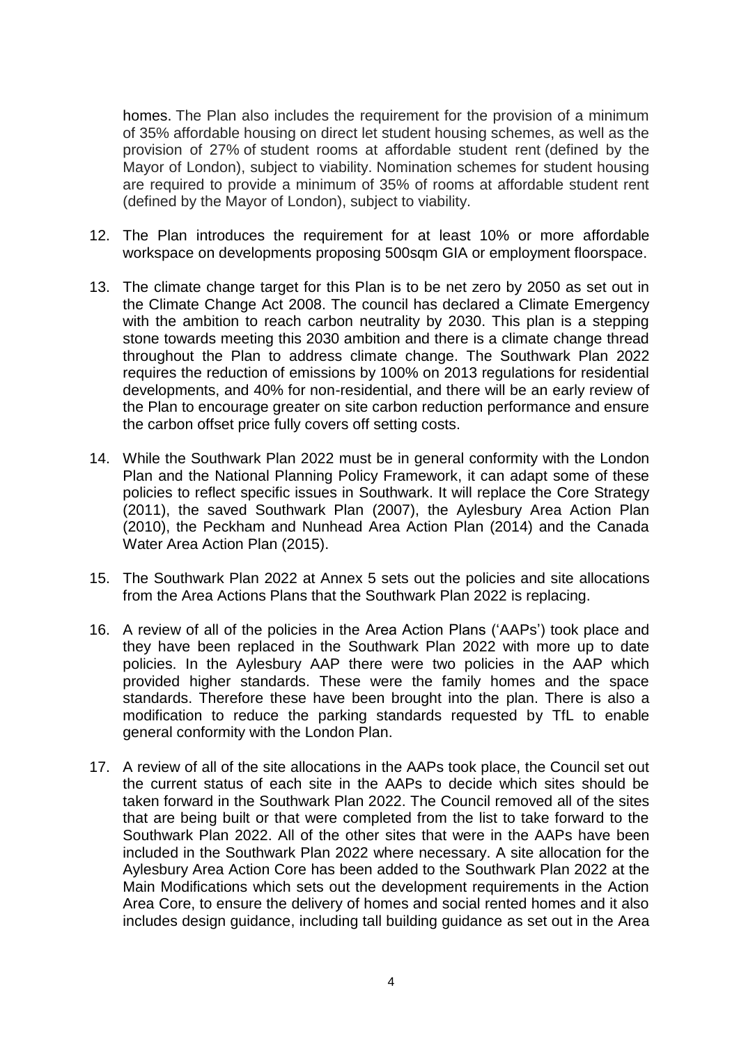homes. The Plan also includes the requirement for the provision of a minimum of 35% affordable housing on direct let student housing schemes, as well as the provision of 27% of student rooms at affordable student rent (defined by the Mayor of London), subject to viability. Nomination schemes for student housing are required to provide a minimum of 35% of rooms at affordable student rent (defined by the Mayor of London), subject to viability.

12. The Plan introduces the requirement for at least 10% or more affordable workspace on developments proposing 500sqm GIA or employment floorspace.

13. The climate change target for this Plan is to be net zero by 2050 as set out in the Climate Change Act 2008. The council has declared a Climate Emergency with the ambition to reach carbon neutrality by 2030. This plan is a stepping stone towards meeting this 2030 ambition and there is a climate change thread throughout the Plan to address climate change. The Southwark Plan 2022 requires the reduction of emissions by 100% on 2013 regulations for residential developments, and 40% for non-residential, and there will be an early review of the Plan to encourage greater on site carbon reduction performance and ensure the carbon offset price fully covers off setting costs.

14. While the Southwark Plan 2022 must be in general conformity with the London Plan and the National Planning Policy Framework, it can adapt some of these policies to reflect specific issues in Southwark. It will replace the Core Strategy (2011), the saved Southwark Plan (2007), the Aylesbury Area Action Plan (2010), the Peckham and Nunhead Area Action Plan (2014) and the Canada Water Area Action Plan (2015).

15. The Southwark Plan 2022 at Annex 5 sets out the policies and site allocations from the Area Actions Plans that the Southwark Plan 2022 is replacing.

16. A review of all of the policies in the Area Action Plans ('AAPs') took place and they have been replaced in the Southwark Plan 2022 with more up to date policies. In the Aylesbury AAP there were two policies in the AAP which provided higher standards. These were the family homes and the space standards. Therefore these have been brought into the plan. There is also a modification to reduce the parking standards requested by TfL to enable general conformity with the London Plan.

17. A review of all of the site allocations in the AAPs took place, the Council set out the current status of each site in the AAPs to decide which sites should be taken forward in the Southwark Plan 2022. The Council removed all of the sites that are being built or that were completed from the list to take forward to the Southwark Plan 2022. All of the other sites that were in the AAPs have been included in the Southwark Plan 2022 where necessary. A site allocation for the Aylesbury Area Action Core has been added to the Southwark Plan 2022 at the Main Modifications which sets out the development requirements in the Action Area Core, to ensure the delivery of homes and social rented homes and it also includes design guidance, including tall building guidance as set out in the Area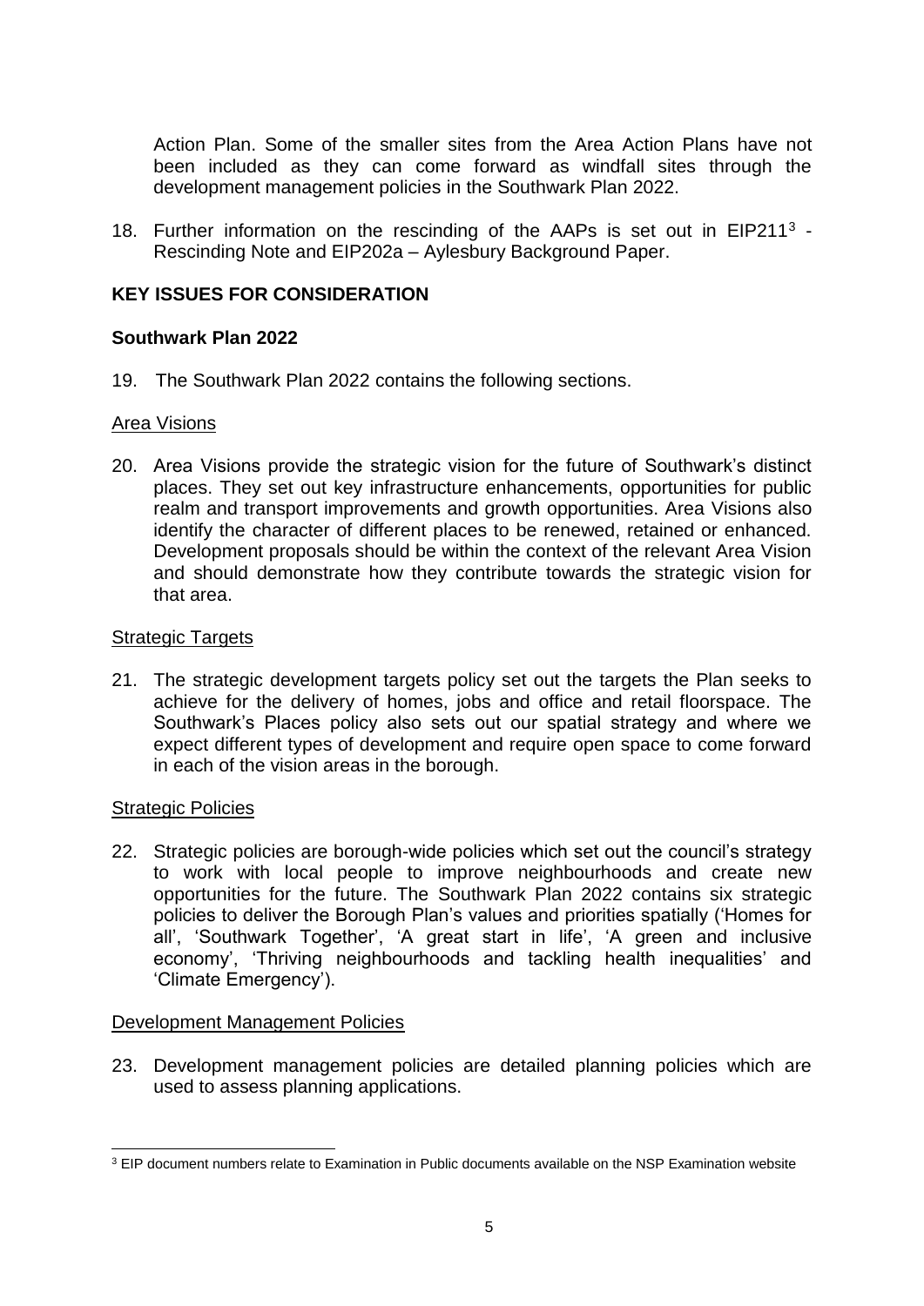Action Plan. Some of the smaller sites from the Area Action Plans have not been included as they can come forward as windfall sites through the development management policies in the Southwark Plan 2022.

18. Further information on the rescinding of the AAPs is set out in EIP211[3] - Rescinding Note and EIP202a – Aylesbury Background Paper.

## KEY ISSUES FOR CONSIDERATION

### Southwark Plan 2022

19. The Southwark Plan 2022 contains the following sections.

Area Visions

20. Area Visions provide the strategic vision for the future of Southwark's distinct places. They set out key infrastructure enhancements, opportunities for public realm and transport improvements and growth opportunities. Area Visions also identify the character of different places to be renewed, retained or enhanced. Development proposals should be within the context of the relevant Area Vision and should demonstrate how they contribute towards the strategic vision for that area.

Strategic Targets

21. The strategic development targets policy set out the targets the Plan seeks to achieve for the delivery of homes, jobs and office and retail floorspace. The Southwark's Places policy also sets out our spatial strategy and where we expect different types of development and require open space to come forward in each of the vision areas in the borough.

Strategic Policies

22. Strategic policies are borough-wide policies which set out the council's strategy to work with local people to improve neighbourhoods and create new opportunities for the future. The Southwark Plan 2022 contains six strategic policies to deliver the Borough Plan's values and priorities spatially ('Homes for all', 'Southwark Together', 'A great start in life', 'A green and inclusive economy', 'Thriving neighbourhoods and tackling health inequalities' and 'Climate Emergency').

Development Management Policies

23. Development management policies are detailed planning policies which are used to assess planning applications.

[3] EIP document numbers relate to Examination in Public documents available on the NSP Examination website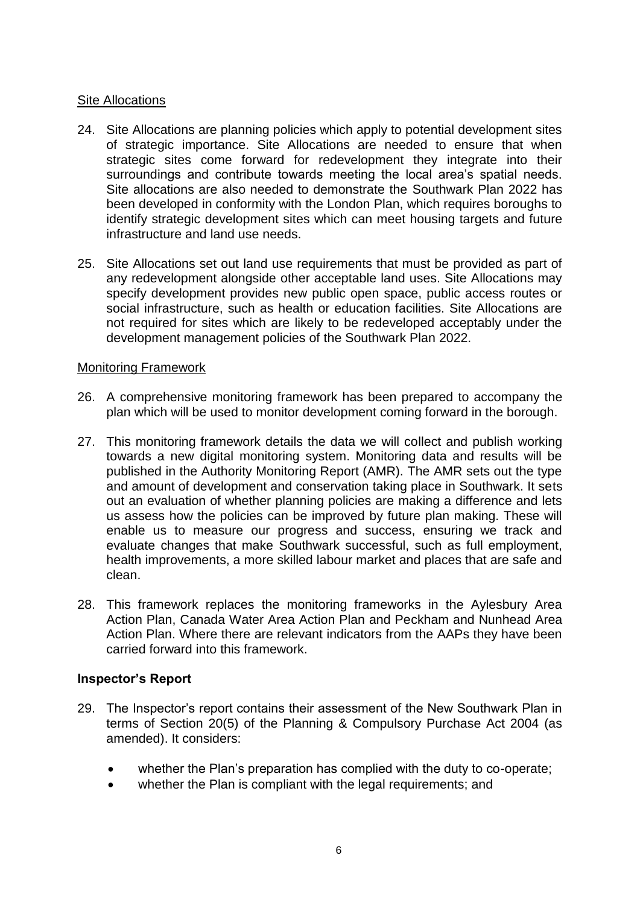Site Allocations

24. Site Allocations are planning policies which apply to potential development sites of strategic importance. Site Allocations are needed to ensure that when strategic sites come forward for redevelopment they integrate into their surroundings and contribute towards meeting the local area's spatial needs. Site allocations are also needed to demonstrate the Southwark Plan 2022 has been developed in conformity with the London Plan, which requires boroughs to identify strategic development sites which can meet housing targets and future infrastructure and land use needs.

25. Site Allocations set out land use requirements that must be provided as part of any redevelopment alongside other acceptable land uses. Site Allocations may specify development provides new public open space, public access routes or social infrastructure, such as health or education facilities. Site Allocations are not required for sites which are likely to be redeveloped acceptably under the development management policies of the Southwark Plan 2022.

Monitoring Framework

26. A comprehensive monitoring framework has been prepared to accompany the plan which will be used to monitor development coming forward in the borough.

27. This monitoring framework details the data we will collect and publish working towards a new digital monitoring system. Monitoring data and results will be published in the Authority Monitoring Report (AMR). The AMR sets out the type and amount of development and conservation taking place in Southwark. It sets out an evaluation of whether planning policies are making a difference and lets us assess how the policies can be improved by future plan making. These will enable us to measure our progress and success, ensuring we track and evaluate changes that make Southwark successful, such as full employment, health improvements, a more skilled labour market and places that are safe and clean.

28. This framework replaces the monitoring frameworks in the Aylesbury Area Action Plan, Canada Water Area Action Plan and Peckham and Nunhead Area Action Plan. Where there are relevant indicators from the AAPs they have been carried forward into this framework.

**Inspector's Report**

29. The Inspector's report contains their assessment of the New Southwark Plan in terms of Section 20(5) of the Planning & Compulsory Purchase Act 2004 (as amended). It considers:

    - whether the Plan's preparation has complied with the duty to co-operate;
    - whether the Plan is compliant with the legal requirements; and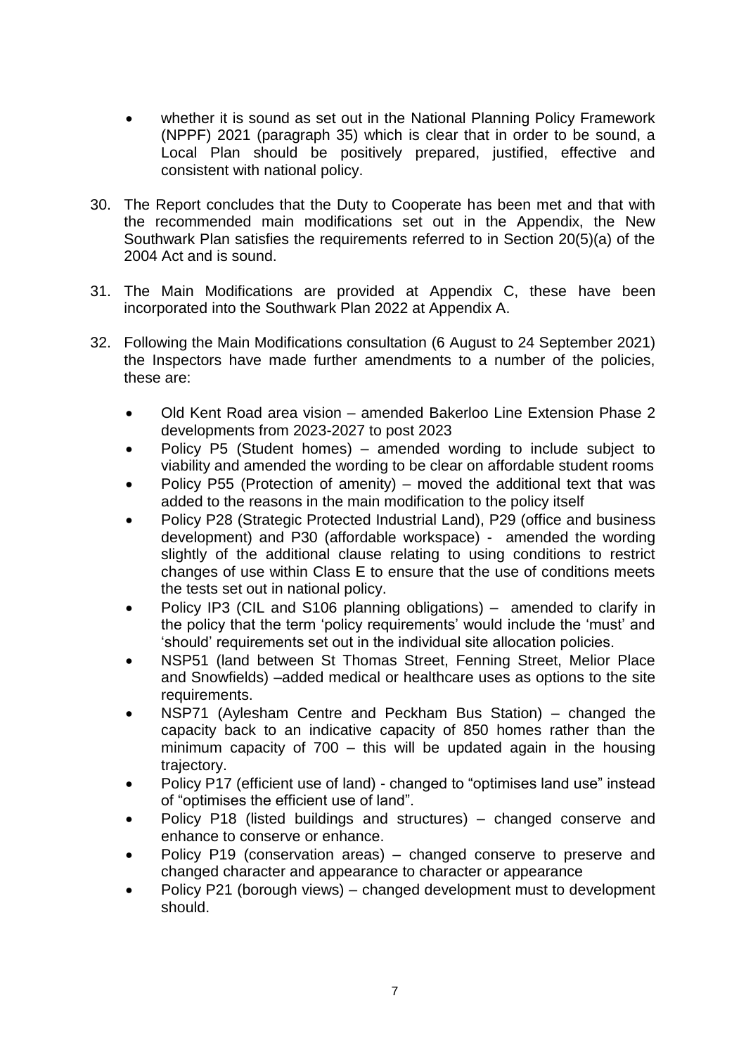- whether it is sound as set out in the National Planning Policy Framework (NPPF) 2021 (paragraph 35) which is clear that in order to be sound, a Local Plan should be positively prepared, justified, effective and consistent with national policy.

30. The Report concludes that the Duty to Cooperate has been met and that with the recommended main modifications set out in the Appendix, the New Southwark Plan satisfies the requirements referred to in Section 20(5)(a) of the 2004 Act and is sound.

31. The Main Modifications are provided at Appendix C, these have been incorporated into the Southwark Plan 2022 at Appendix A.

32. Following the Main Modifications consultation (6 August to 24 September 2021) the Inspectors have made further amendments to a number of the policies, these are:

    - Old Kent Road area vision – amended Bakerloo Line Extension Phase 2 developments from 2023-2027 to post 2023
    - Policy P5 (Student homes) – amended wording to include subject to viability and amended the wording to be clear on affordable student rooms
    - Policy P55 (Protection of amenity) – moved the additional text that was added to the reasons in the main modification to the policy itself
    - Policy P28 (Strategic Protected Industrial Land), P29 (office and business development) and P30 (affordable workspace) - amended the wording slightly of the additional clause relating to using conditions to restrict changes of use within Class E to ensure that the use of conditions meets the tests set out in national policy.
    - Policy IP3 (CIL and S106 planning obligations) – amended to clarify in the policy that the term 'policy requirements' would include the 'must' and 'should' requirements set out in the individual site allocation policies.
    - NSP51 (land between St Thomas Street, Fenning Street, Melior Place and Snowfields) –added medical or healthcare uses as options to the site requirements.
    - NSP71 (Aylesham Centre and Peckham Bus Station) – changed the capacity back to an indicative capacity of 850 homes rather than the minimum capacity of 700 – this will be updated again in the housing trajectory.
    - Policy P17 (efficient use of land) - changed to "optimises land use" instead of "optimises the efficient use of land".
    - Policy P18 (listed buildings and structures) – changed conserve and enhance to conserve or enhance.
    - Policy P19 (conservation areas) – changed conserve to preserve and changed character and appearance to character or appearance
    - Policy P21 (borough views) – changed development must to development should.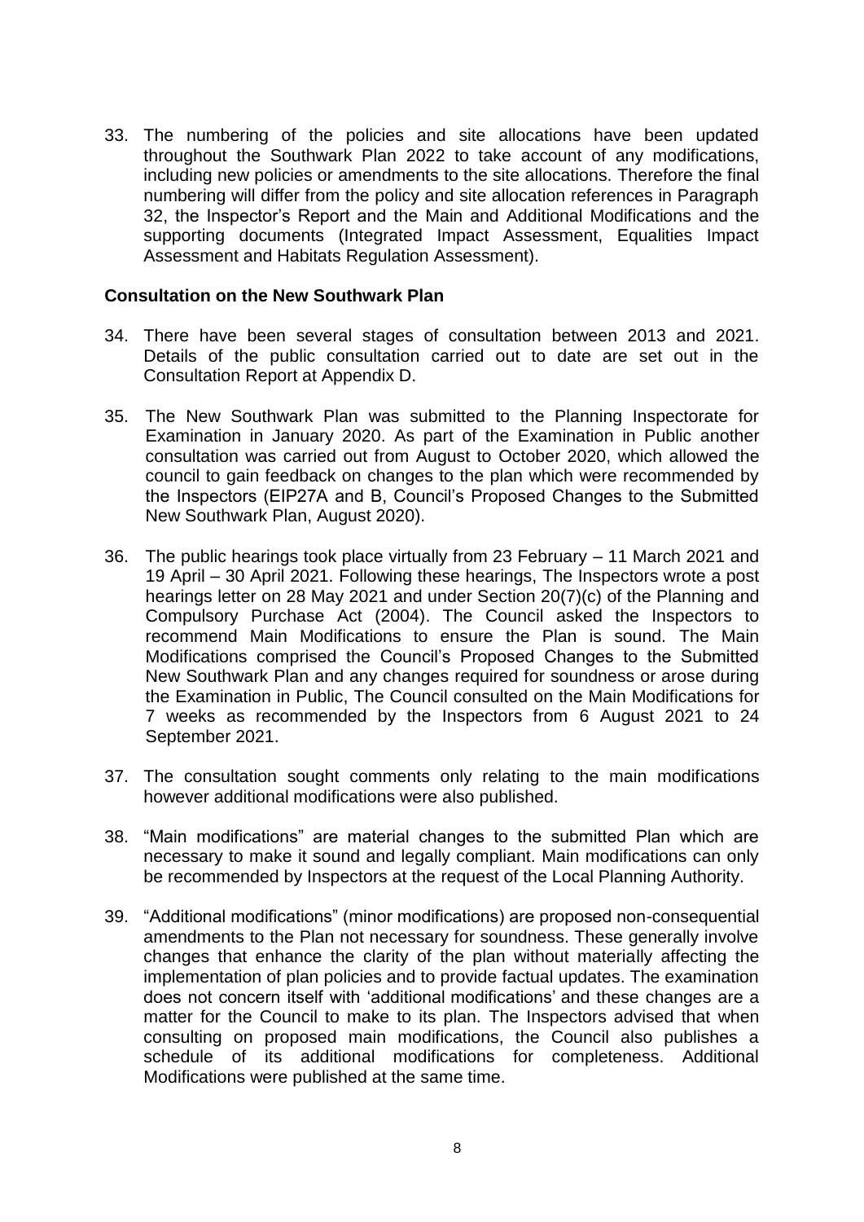33. The numbering of the policies and site allocations have been updated throughout the Southwark Plan 2022 to take account of any modifications, including new policies or amendments to the site allocations. Therefore the final numbering will differ from the policy and site allocation references in Paragraph 32, the Inspector's Report and the Main and Additional Modifications and the supporting documents (Integrated Impact Assessment, Equalities Impact Assessment and Habitats Regulation Assessment).

**Consultation on the New Southwark Plan**

34. There have been several stages of consultation between 2013 and 2021. Details of the public consultation carried out to date are set out in the Consultation Report at Appendix D.

35. The New Southwark Plan was submitted to the Planning Inspectorate for Examination in January 2020. As part of the Examination in Public another consultation was carried out from August to October 2020, which allowed the council to gain feedback on changes to the plan which were recommended by the Inspectors (EIP27A and B, Council's Proposed Changes to the Submitted New Southwark Plan, August 2020).

36. The public hearings took place virtually from 23 February – 11 March 2021 and 19 April – 30 April 2021. Following these hearings, The Inspectors wrote a post hearings letter on 28 May 2021 and under Section 20(7)(c) of the Planning and Compulsory Purchase Act (2004). The Council asked the Inspectors to recommend Main Modifications to ensure the Plan is sound. The Main Modifications comprised the Council's Proposed Changes to the Submitted New Southwark Plan and any changes required for soundness or arose during the Examination in Public, The Council consulted on the Main Modifications for 7 weeks as recommended by the Inspectors from 6 August 2021 to 24 September 2021.

37. The consultation sought comments only relating to the main modifications however additional modifications were also published.

38. "Main modifications" are material changes to the submitted Plan which are necessary to make it sound and legally compliant. Main modifications can only be recommended by Inspectors at the request of the Local Planning Authority.

39. "Additional modifications" (minor modifications) are proposed non-consequential amendments to the Plan not necessary for soundness. These generally involve changes that enhance the clarity of the plan without materially affecting the implementation of plan policies and to provide factual updates. The examination does not concern itself with 'additional modifications' and these changes are a matter for the Council to make to its plan. The Inspectors advised that when consulting on proposed main modifications, the Council also publishes a schedule of its additional modifications for completeness. Additional Modifications were published at the same time.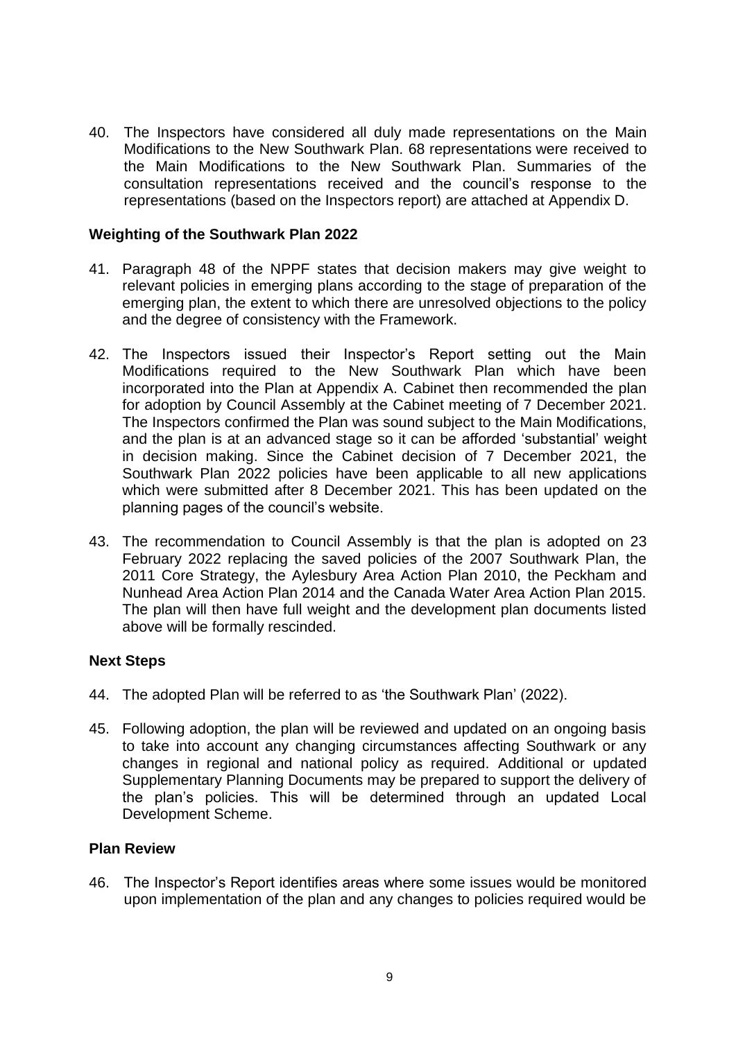40. The Inspectors have considered all duly made representations on the Main Modifications to the New Southwark Plan. 68 representations were received to the Main Modifications to the New Southwark Plan. Summaries of the consultation representations received and the council's response to the representations (based on the Inspectors report) are attached at Appendix D.

**Weighting of the Southwark Plan 2022**

41. Paragraph 48 of the NPPF states that decision makers may give weight to relevant policies in emerging plans according to the stage of preparation of the emerging plan, the extent to which there are unresolved objections to the policy and the degree of consistency with the Framework.

42. The Inspectors issued their Inspector's Report setting out the Main Modifications required to the New Southwark Plan which have been incorporated into the Plan at Appendix A. Cabinet then recommended the plan for adoption by Council Assembly at the Cabinet meeting of 7 December 2021. The Inspectors confirmed the Plan was sound subject to the Main Modifications, and the plan is at an advanced stage so it can be afforded 'substantial' weight in decision making. Since the Cabinet decision of 7 December 2021, the Southwark Plan 2022 policies have been applicable to all new applications which were submitted after 8 December 2021. This has been updated on the planning pages of the council's website.

43. The recommendation to Council Assembly is that the plan is adopted on 23 February 2022 replacing the saved policies of the 2007 Southwark Plan, the 2011 Core Strategy, the Aylesbury Area Action Plan 2010, the Peckham and Nunhead Area Action Plan 2014 and the Canada Water Area Action Plan 2015. The plan will then have full weight and the development plan documents listed above will be formally rescinded.

**Next Steps**

44. The adopted Plan will be referred to as 'the Southwark Plan' (2022).

45. Following adoption, the plan will be reviewed and updated on an ongoing basis to take into account any changing circumstances affecting Southwark or any changes in regional and national policy as required. Additional or updated Supplementary Planning Documents may be prepared to support the delivery of the plan's policies. This will be determined through an updated Local Development Scheme.

**Plan Review**

46. The Inspector's Report identifies areas where some issues would be monitored upon implementation of the plan and any changes to policies required would be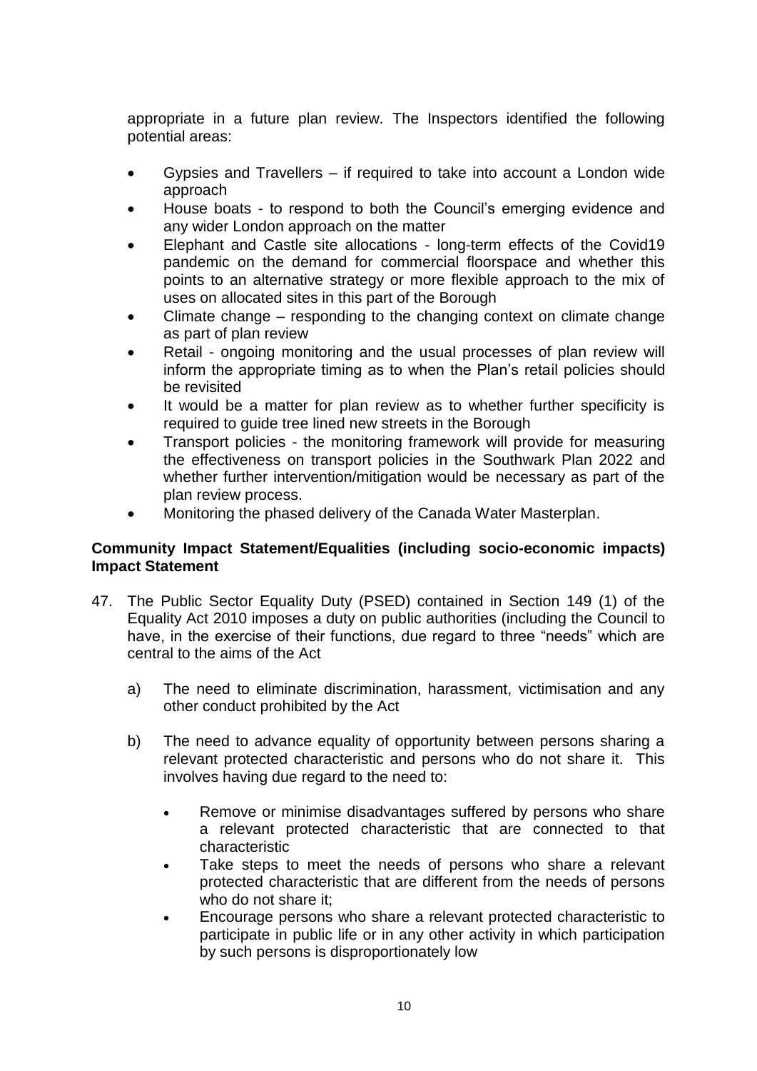appropriate in a future plan review. The Inspectors identified the following potential areas:

- Gypsies and Travellers – if required to take into account a London wide approach
- House boats - to respond to both the Council's emerging evidence and any wider London approach on the matter
- Elephant and Castle site allocations - long-term effects of the Covid19 pandemic on the demand for commercial floorspace and whether this points to an alternative strategy or more flexible approach to the mix of uses on allocated sites in this part of the Borough
- Climate change – responding to the changing context on climate change as part of plan review
- Retail - ongoing monitoring and the usual processes of plan review will inform the appropriate timing as to when the Plan's retail policies should be revisited
- It would be a matter for plan review as to whether further specificity is required to guide tree lined new streets in the Borough
- Transport policies - the monitoring framework will provide for measuring the effectiveness on transport policies in the Southwark Plan 2022 and whether further intervention/mitigation would be necessary as part of the plan review process.
- Monitoring the phased delivery of the Canada Water Masterplan.

**Community Impact Statement/Equalities (including socio-economic impacts) Impact Statement**

47. The Public Sector Equality Duty (PSED) contained in Section 149 (1) of the Equality Act 2010 imposes a duty on public authorities (including the Council to have, in the exercise of their functions, due regard to three "needs" which are central to the aims of the Act

    a) The need to eliminate discrimination, harassment, victimisation and any other conduct prohibited by the Act

    b) The need to advance equality of opportunity between persons sharing a relevant protected characteristic and persons who do not share it. This involves having due regard to the need to:

    - Remove or minimise disadvantages suffered by persons who share a relevant protected characteristic that are connected to that characteristic
    - Take steps to meet the needs of persons who share a relevant protected characteristic that are different from the needs of persons who do not share it;
    - Encourage persons who share a relevant protected characteristic to participate in public life or in any other activity in which participation by such persons is disproportionately low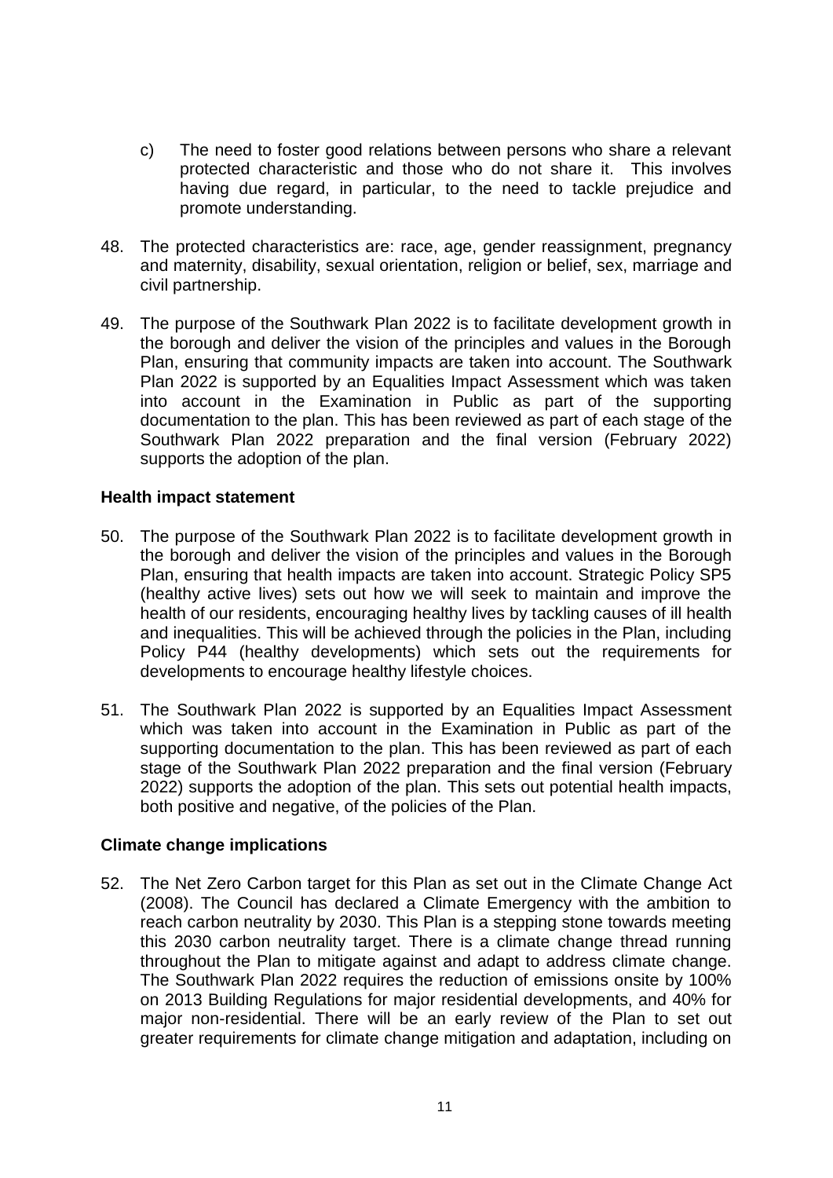c) The need to foster good relations between persons who share a relevant protected characteristic and those who do not share it. This involves having due regard, in particular, to the need to tackle prejudice and promote understanding.

48. The protected characteristics are: race, age, gender reassignment, pregnancy and maternity, disability, sexual orientation, religion or belief, sex, marriage and civil partnership.

49. The purpose of the Southwark Plan 2022 is to facilitate development growth in the borough and deliver the vision of the principles and values in the Borough Plan, ensuring that community impacts are taken into account. The Southwark Plan 2022 is supported by an Equalities Impact Assessment which was taken into account in the Examination in Public as part of the supporting documentation to the plan. This has been reviewed as part of each stage of the Southwark Plan 2022 preparation and the final version (February 2022) supports the adoption of the plan.

**Health impact statement**

50. The purpose of the Southwark Plan 2022 is to facilitate development growth in the borough and deliver the vision of the principles and values in the Borough Plan, ensuring that health impacts are taken into account. Strategic Policy SP5 (healthy active lives) sets out how we will seek to maintain and improve the health of our residents, encouraging healthy lives by tackling causes of ill health and inequalities. This will be achieved through the policies in the Plan, including Policy P44 (healthy developments) which sets out the requirements for developments to encourage healthy lifestyle choices.

51. The Southwark Plan 2022 is supported by an Equalities Impact Assessment which was taken into account in the Examination in Public as part of the supporting documentation to the plan. This has been reviewed as part of each stage of the Southwark Plan 2022 preparation and the final version (February 2022) supports the adoption of the plan. This sets out potential health impacts, both positive and negative, of the policies of the Plan.

**Climate change implications**

52. The Net Zero Carbon target for this Plan as set out in the Climate Change Act (2008). The Council has declared a Climate Emergency with the ambition to reach carbon neutrality by 2030. This Plan is a stepping stone towards meeting this 2030 carbon neutrality target. There is a climate change thread running throughout the Plan to mitigate against and adapt to address climate change. The Southwark Plan 2022 requires the reduction of emissions onsite by 100% on 2013 Building Regulations for major residential developments, and 40% for major non-residential. There will be an early review of the Plan to set out greater requirements for climate change mitigation and adaptation, including on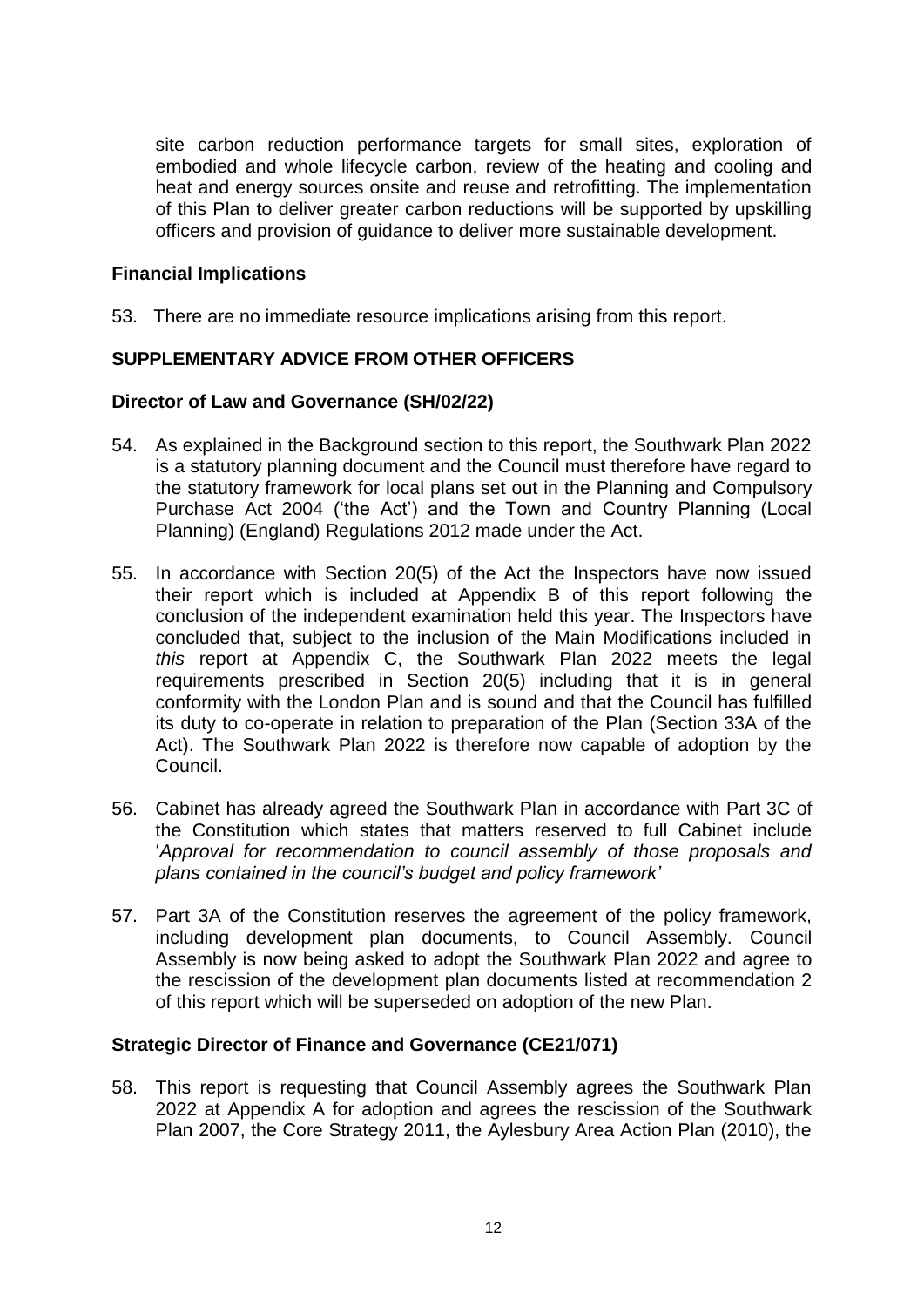site carbon reduction performance targets for small sites, exploration of embodied and whole lifecycle carbon, review of the heating and cooling and heat and energy sources onsite and reuse and retrofitting. The implementation of this Plan to deliver greater carbon reductions will be supported by upskilling officers and provision of guidance to deliver more sustainable development.

### Financial Implications

53. There are no immediate resource implications arising from this report.

## SUPPLEMENTARY ADVICE FROM OTHER OFFICERS

### Director of Law and Governance (SH/02/22)

54. As explained in the Background section to this report, the Southwark Plan 2022 is a statutory planning document and the Council must therefore have regard to the statutory framework for local plans set out in the Planning and Compulsory Purchase Act 2004 ('the Act') and the Town and Country Planning (Local Planning) (England) Regulations 2012 made under the Act.

55. In accordance with Section 20(5) of the Act the Inspectors have now issued their report which is included at Appendix B of this report following the conclusion of the independent examination held this year. The Inspectors have concluded that, subject to the inclusion of the Main Modifications included in *this* report at Appendix C, the Southwark Plan 2022 meets the legal requirements prescribed in Section 20(5) including that it is in general conformity with the London Plan and is sound and that the Council has fulfilled its duty to co-operate in relation to preparation of the Plan (Section 33A of the Act). The Southwark Plan 2022 is therefore now capable of adoption by the Council.

56. Cabinet has already agreed the Southwark Plan in accordance with Part 3C of the Constitution which states that matters reserved to full Cabinet include '*Approval for recommendation to council assembly of those proposals and plans contained in the council's budget and policy framework*'

57. Part 3A of the Constitution reserves the agreement of the policy framework, including development plan documents, to Council Assembly. Council Assembly is now being asked to adopt the Southwark Plan 2022 and agree to the rescission of the development plan documents listed at recommendation 2 of this report which will be superseded on adoption of the new Plan.

### Strategic Director of Finance and Governance (CE21/071)

58. This report is requesting that Council Assembly agrees the Southwark Plan 2022 at Appendix A for adoption and agrees the rescission of the Southwark Plan 2007, the Core Strategy 2011, the Aylesbury Area Action Plan (2010), the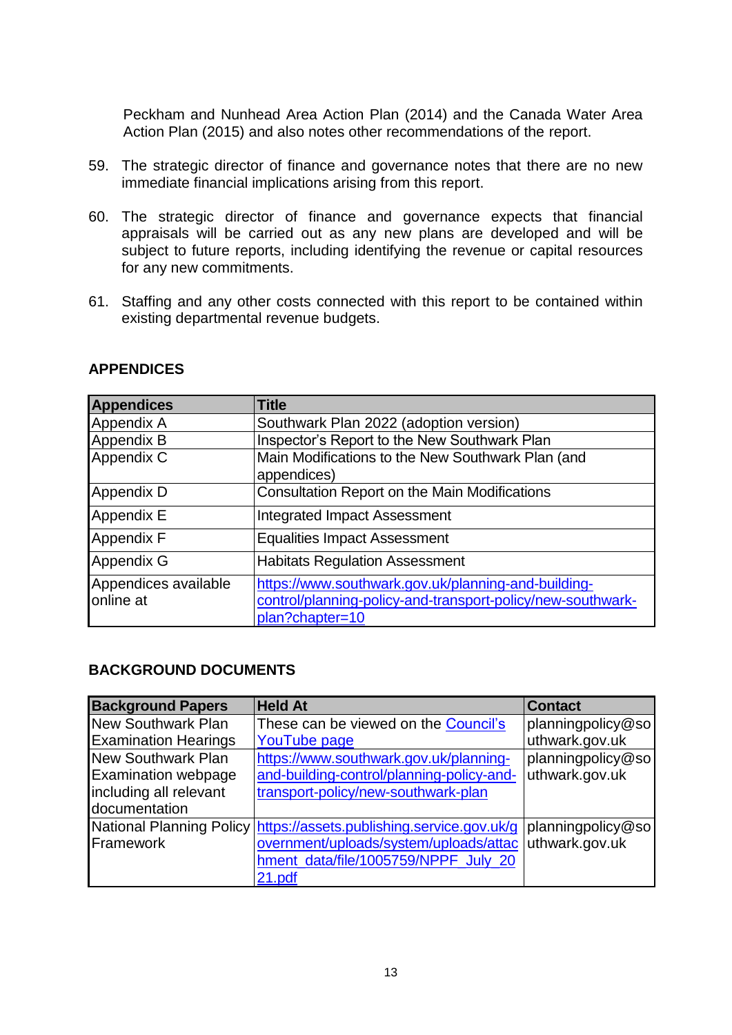Peckham and Nunhead Area Action Plan (2014) and the Canada Water Area Action Plan (2015) and also notes other recommendations of the report.

59. The strategic director of finance and governance notes that there are no new immediate financial implications arising from this report.

60. The strategic director of finance and governance expects that financial appraisals will be carried out as any new plans are developed and will be subject to future reports, including identifying the revenue or capital resources for any new commitments.

61. Staffing and any other costs connected with this report to be contained within existing departmental revenue budgets.

## APPENDICES

| Appendices | Title |
|---|---|
| Appendix A | Southwark Plan 2022 (adoption version) |
| Appendix B | Inspector's Report to the New Southwark Plan |
| Appendix C | Main Modifications to the New Southwark Plan (and appendices) |
| Appendix D | Consultation Report on the Main Modifications |
| Appendix E | Integrated Impact Assessment |
| Appendix F | Equalities Impact Assessment |
| Appendix G | Habitats Regulation Assessment |
| Appendices available online at | https://www.southwark.gov.uk/planning-and-building-control/planning-policy-and-transport-policy/new-southwark-plan?chapter=10 |

## BACKGROUND DOCUMENTS

| Background Papers | Held At | Contact |
|---|---|---|
| New Southwark Plan Examination Hearings | These can be viewed on the Council's YouTube page | planningpolicy@southwark.gov.uk |
| New Southwark Plan Examination webpage including all relevant documentation | https://www.southwark.gov.uk/planning-and-building-control/planning-policy-and-transport-policy/new-southwark-plan | planningpolicy@southwark.gov.uk |
| National Planning Policy Framework | https://assets.publishing.service.gov.uk/government/uploads/system/uploads/attachment_data/file/1005759/NPPF_July_2021.pdf | planningpolicy@southwark.gov.uk |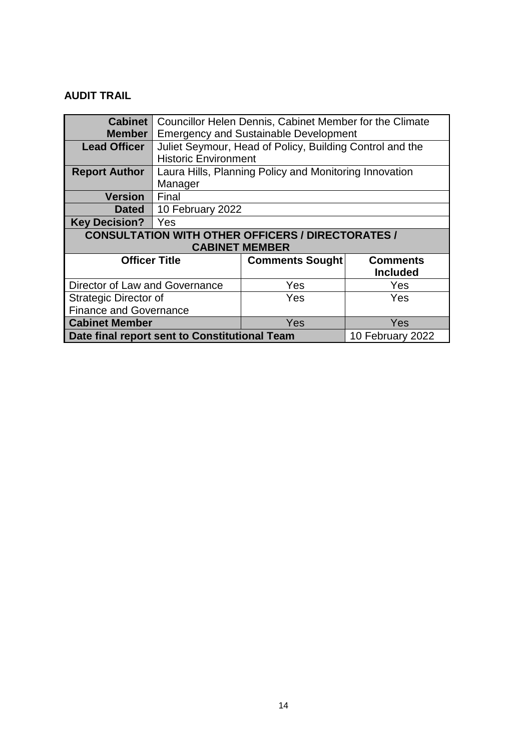**AUDIT TRAIL**

| | | | |
|---|---|---|---|
| **Cabinet Member** | Councillor Helen Dennis, Cabinet Member for the Climate Emergency and Sustainable Development | | |
| **Lead Officer** | Juliet Seymour, Head of Policy, Building Control and the Historic Environment | | |
| **Report Author** | Laura Hills, Planning Policy and Monitoring Innovation Manager | | |
| **Version** | Final | | |
| **Dated** | 10 February 2022 | | |
| **Key Decision?** | Yes | | |
| **CONSULTATION WITH OTHER OFFICERS / DIRECTORATES / CABINET MEMBER** | | | |
| **Officer Title** | | **Comments Sought** | **Comments Included** |
| Director of Law and Governance | | Yes | Yes |
| Strategic Director of Finance and Governance | | Yes | Yes |
| **Cabinet Member** | | Yes | Yes |
| **Date final report sent to Constitutional Team** | | | 10 February 2022 |